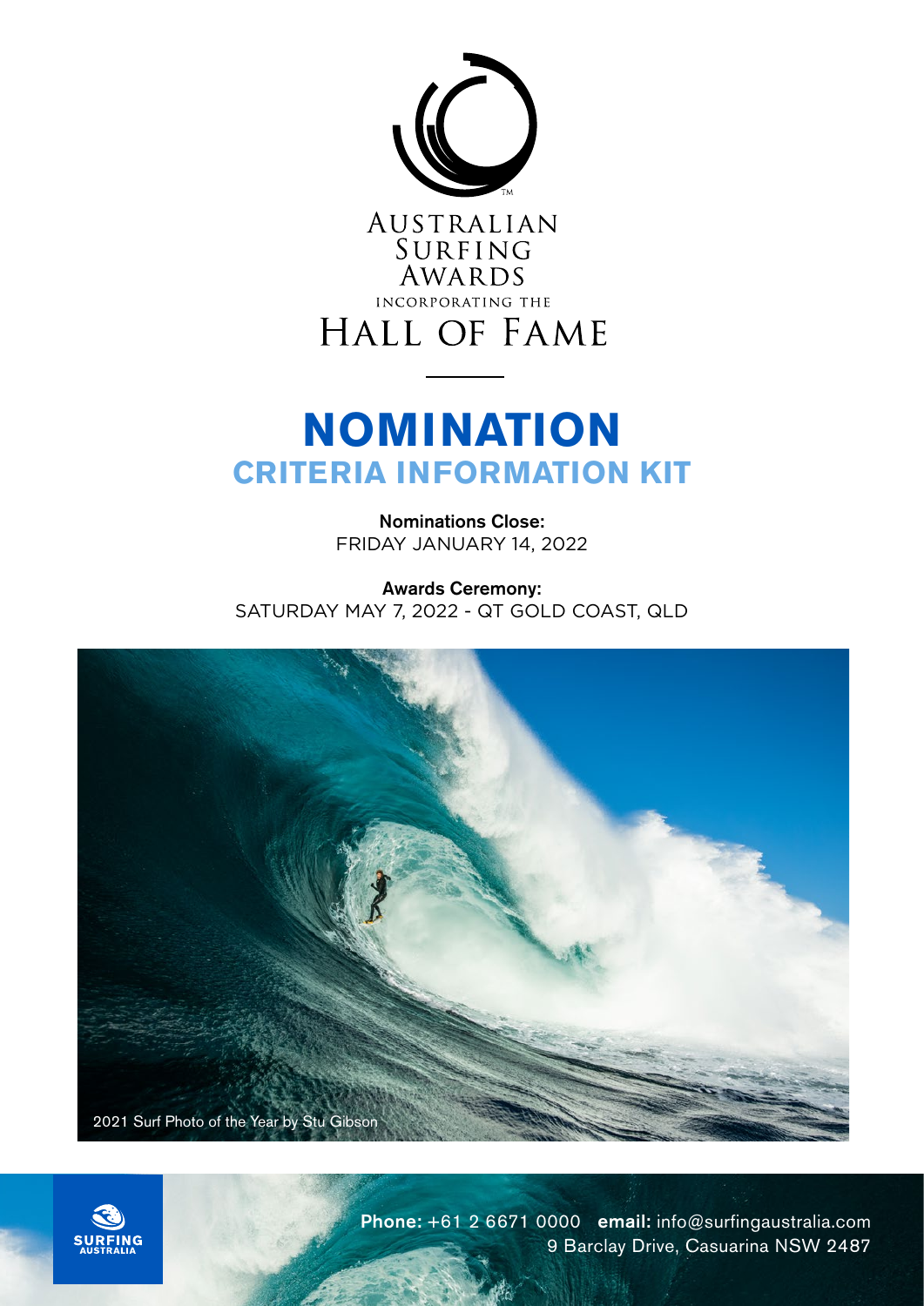AUSTRALIAN SURFING AWARDS

INCORPORATING THE

HALL OF FAME

# NOMINATION

## CRITERIA INFORMATION KIT

**Nominations Close:**
FRIDAY JANUARY 14, 2022

**Awards Ceremony:**
SATURDAY MAY 7, 2022 - QT GOLD COAST, QLD

2021 Surf Photo of the Year by Stu Gibson

**Phone:** +61 2 6671 0000 **email:** info@surfingaustralia.com
9 Barclay Drive, Casuarina NSW 2487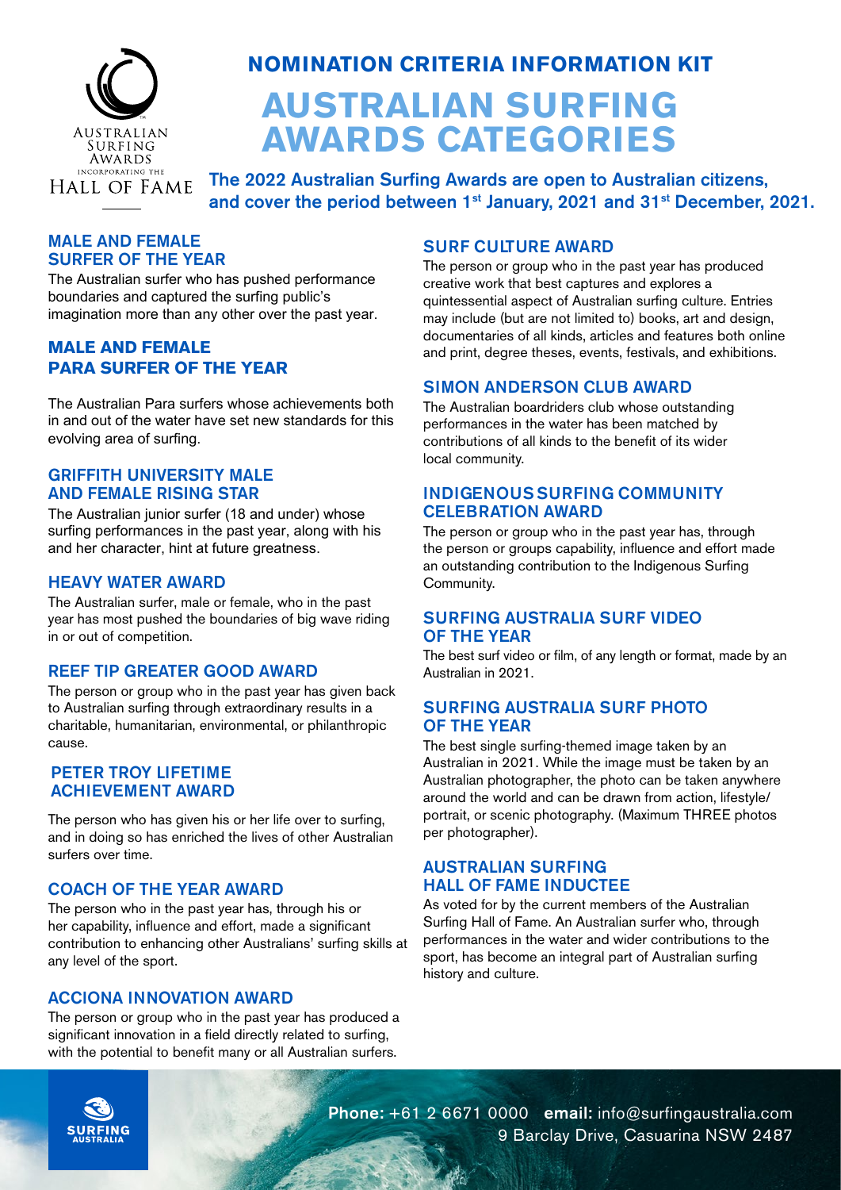Australian Surfing Awards incorporating the Hall of Fame

## NOMINATION CRITERIA INFORMATION KIT

# AUSTRALIAN SURFING AWARDS CATEGORIES

**The 2022 Australian Surfing Awards are open to Australian citizens, and cover the period between 1st January, 2021 and 31st December, 2021.**

### MALE AND FEMALE SURFER OF THE YEAR

The Australian surfer who has pushed performance boundaries and captured the surfing public's imagination more than any other over the past year.

### MALE AND FEMALE PARA SURFER OF THE YEAR

The Australian Para surfers whose achievements both in and out of the water have set new standards for this evolving area of surfing.

### GRIFFITH UNIVERSITY MALE AND FEMALE RISING STAR

The Australian junior surfer (18 and under) whose surfing performances in the past year, along with his and her character, hint at future greatness.

### HEAVY WATER AWARD

The Australian surfer, male or female, who in the past year has most pushed the boundaries of big wave riding in or out of competition.

### REEF TIP GREATER GOOD AWARD

The person or group who in the past year has given back to Australian surfing through extraordinary results in a charitable, humanitarian, environmental, or philanthropic cause.

### PETER TROY LIFETIME ACHIEVEMENT AWARD

The person who has given his or her life over to surfing, and in doing so has enriched the lives of other Australian surfers over time.

### COACH OF THE YEAR AWARD

The person who in the past year has, through his or her capability, influence and effort, made a significant contribution to enhancing other Australians' surfing skills at any level of the sport.

### ACCIONA INNOVATION AWARD

The person or group who in the past year has produced a significant innovation in a field directly related to surfing, with the potential to benefit many or all Australian surfers.

### SURF CULTURE AWARD

The person or group who in the past year has produced creative work that best captures and explores a quintessential aspect of Australian surfing culture. Entries may include (but are not limited to) books, art and design, documentaries of all kinds, articles and features both online and print, degree theses, events, festivals, and exhibitions.

### SIMON ANDERSON CLUB AWARD

The Australian boardriders club whose outstanding performances in the water has been matched by contributions of all kinds to the benefit of its wider local community.

### INDIGENOUS SURFING COMMUNITY CELEBRATION AWARD

The person or group who in the past year has, through the person or groups capability, influence and effort made an outstanding contribution to the Indigenous Surfing Community.

### SURFING AUSTRALIA SURF VIDEO OF THE YEAR

The best surf video or film, of any length or format, made by an Australian in 2021.

### SURFING AUSTRALIA SURF PHOTO OF THE YEAR

The best single surfing-themed image taken by an Australian in 2021. While the image must be taken by an Australian photographer, the photo can be taken anywhere around the world and can be drawn from action, lifestyle/portrait, or scenic photography. (Maximum THREE photos per photographer).

### AUSTRALIAN SURFING HALL OF FAME INDUCTEE

As voted for by the current members of the Australian Surfing Hall of Fame. An Australian surfer who, through performances in the water and wider contributions to the sport, has become an integral part of Australian surfing history and culture.

Surfing Australia

**Phone:** +61 2 6671 0000 **email:** info@surfingaustralia.com
9 Barclay Drive, Casuarina NSW 2487